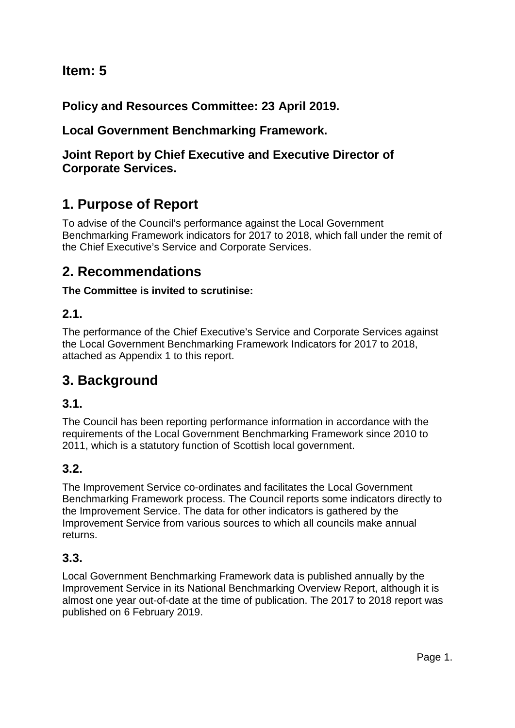# Item: 5

**Policy and Resources Committee: 23 April 2019.**

**Local Government Benchmarking Framework.**

**Joint Report by Chief Executive and Executive Director of Corporate Services.**

## 1. Purpose of Report

To advise of the Council's performance against the Local Government Benchmarking Framework indicators for 2017 to 2018, which fall under the remit of the Chief Executive's Service and Corporate Services.

## 2. Recommendations

**The Committee is invited to scrutinise:**

### 2.1.

The performance of the Chief Executive's Service and Corporate Services against the Local Government Benchmarking Framework Indicators for 2017 to 2018, attached as Appendix 1 to this report.

## 3. Background

### 3.1.

The Council has been reporting performance information in accordance with the requirements of the Local Government Benchmarking Framework since 2010 to 2011, which is a statutory function of Scottish local government.

### 3.2.

The Improvement Service co-ordinates and facilitates the Local Government Benchmarking Framework process. The Council reports some indicators directly to the Improvement Service. The data for other indicators is gathered by the Improvement Service from various sources to which all councils make annual returns.

### 3.3.

Local Government Benchmarking Framework data is published annually by the Improvement Service in its National Benchmarking Overview Report, although it is almost one year out-of-date at the time of publication. The 2017 to 2018 report was published on 6 February 2019.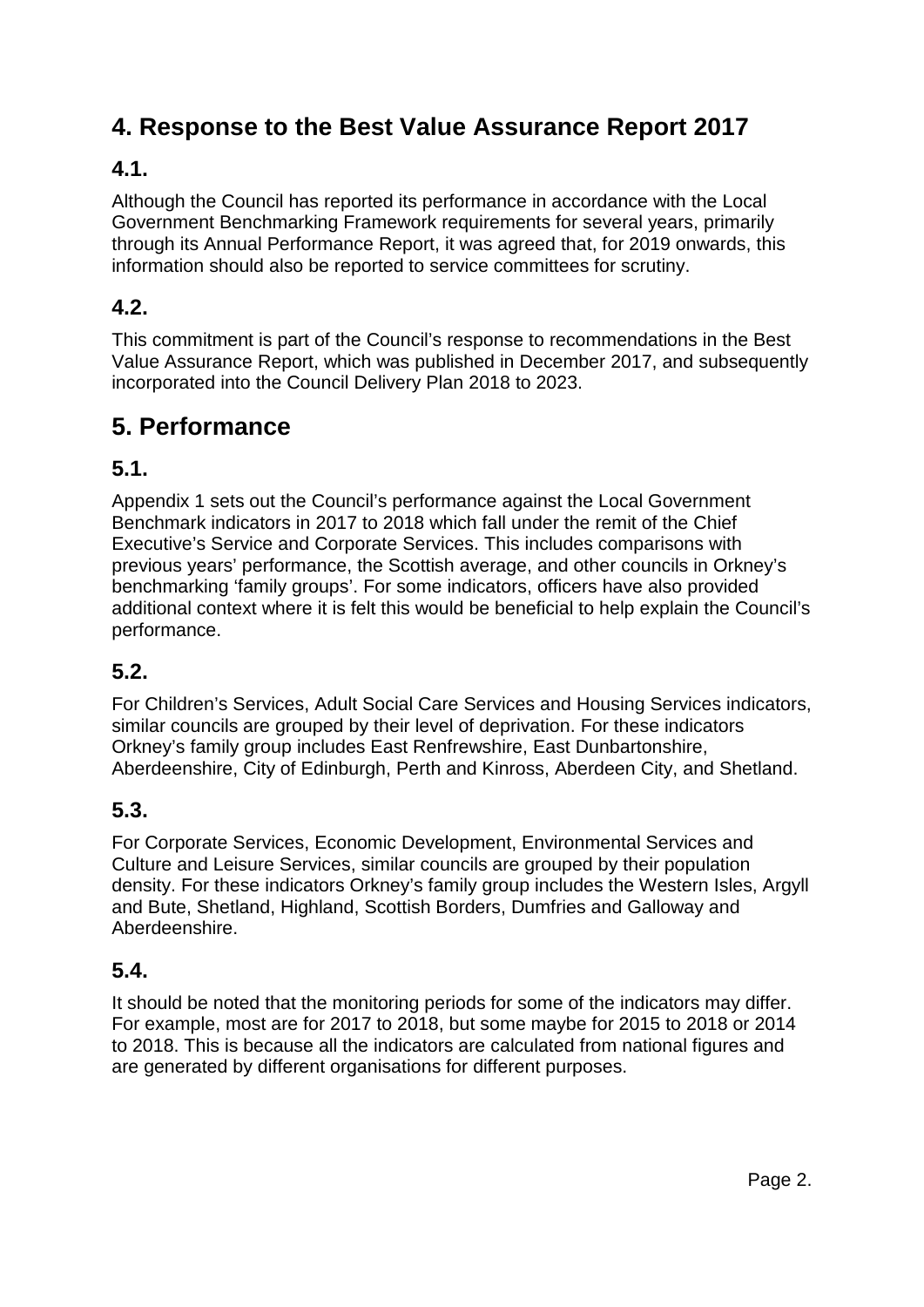## 4. Response to the Best Value Assurance Report 2017

### 4.1.

Although the Council has reported its performance in accordance with the Local Government Benchmarking Framework requirements for several years, primarily through its Annual Performance Report, it was agreed that, for 2019 onwards, this information should also be reported to service committees for scrutiny.

### 4.2.

This commitment is part of the Council's response to recommendations in the Best Value Assurance Report, which was published in December 2017, and subsequently incorporated into the Council Delivery Plan 2018 to 2023.

## 5. Performance

### 5.1.

Appendix 1 sets out the Council's performance against the Local Government Benchmark indicators in 2017 to 2018 which fall under the remit of the Chief Executive's Service and Corporate Services. This includes comparisons with previous years' performance, the Scottish average, and other councils in Orkney's benchmarking 'family groups'. For some indicators, officers have also provided additional context where it is felt this would be beneficial to help explain the Council's performance.

### 5.2.

For Children's Services, Adult Social Care Services and Housing Services indicators, similar councils are grouped by their level of deprivation. For these indicators Orkney's family group includes East Renfrewshire, East Dunbartonshire, Aberdeenshire, City of Edinburgh, Perth and Kinross, Aberdeen City, and Shetland.

### 5.3.

For Corporate Services, Economic Development, Environmental Services and Culture and Leisure Services, similar councils are grouped by their population density. For these indicators Orkney's family group includes the Western Isles, Argyll and Bute, Shetland, Highland, Scottish Borders, Dumfries and Galloway and Aberdeenshire.

### 5.4.

It should be noted that the monitoring periods for some of the indicators may differ. For example, most are for 2017 to 2018, but some maybe for 2015 to 2018 or 2014 to 2018. This is because all the indicators are calculated from national figures and are generated by different organisations for different purposes.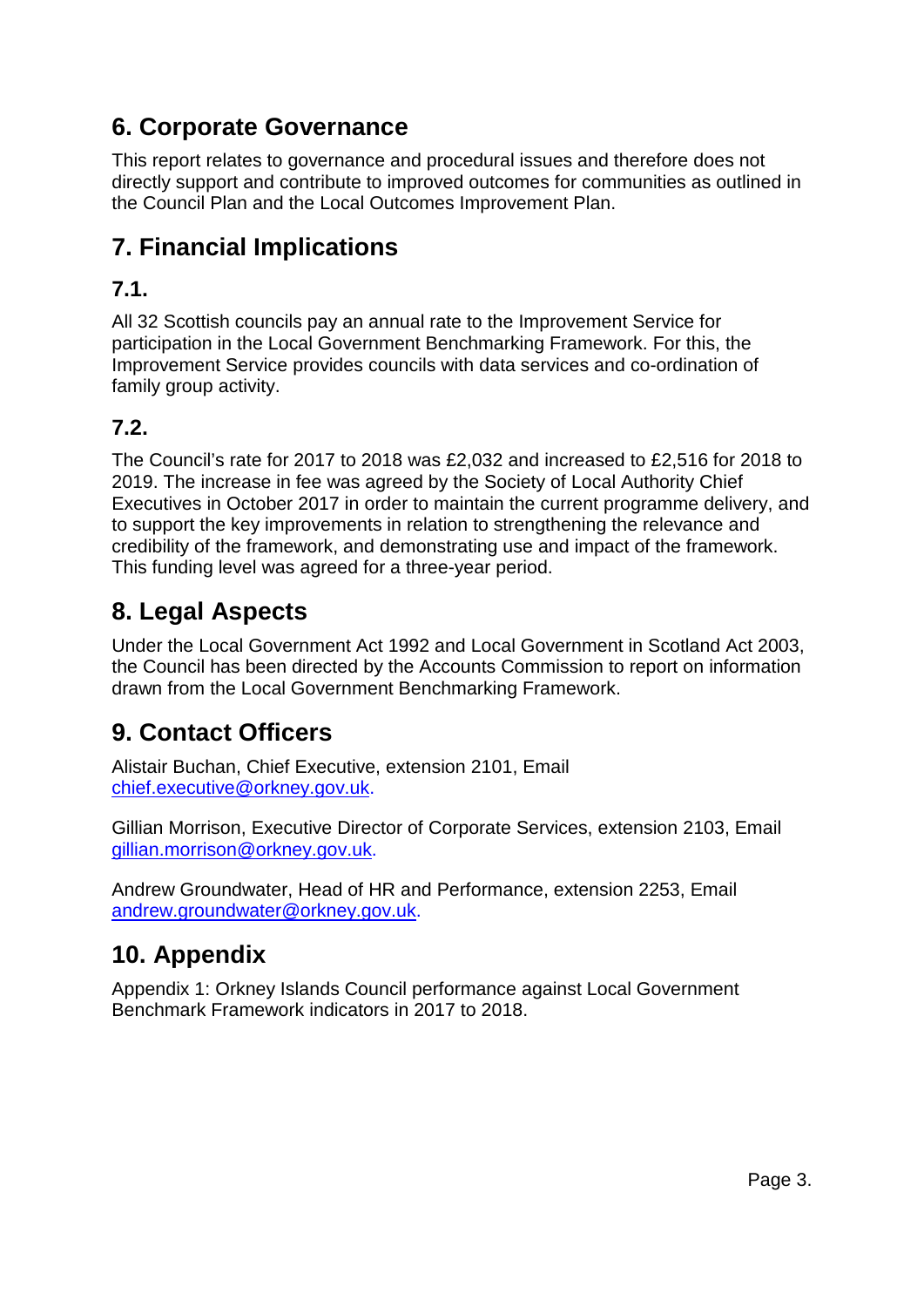## 6. Corporate Governance

This report relates to governance and procedural issues and therefore does not directly support and contribute to improved outcomes for communities as outlined in the Council Plan and the Local Outcomes Improvement Plan.

## 7. Financial Implications

### 7.1.

All 32 Scottish councils pay an annual rate to the Improvement Service for participation in the Local Government Benchmarking Framework. For this, the Improvement Service provides councils with data services and co-ordination of family group activity.

### 7.2.

The Council's rate for 2017 to 2018 was £2,032 and increased to £2,516 for 2018 to 2019. The increase in fee was agreed by the Society of Local Authority Chief Executives in October 2017 in order to maintain the current programme delivery, and to support the key improvements in relation to strengthening the relevance and credibility of the framework, and demonstrating use and impact of the framework. This funding level was agreed for a three-year period.

## 8. Legal Aspects

Under the Local Government Act 1992 and Local Government in Scotland Act 2003, the Council has been directed by the Accounts Commission to report on information drawn from the Local Government Benchmarking Framework.

## 9. Contact Officers

Alistair Buchan, Chief Executive, extension 2101, Email chief.executive@orkney.gov.uk.

Gillian Morrison, Executive Director of Corporate Services, extension 2103, Email gillian.morrison@orkney.gov.uk.

Andrew Groundwater, Head of HR and Performance, extension 2253, Email andrew.groundwater@orkney.gov.uk.

## 10. Appendix

Appendix 1: Orkney Islands Council performance against Local Government Benchmark Framework indicators in 2017 to 2018.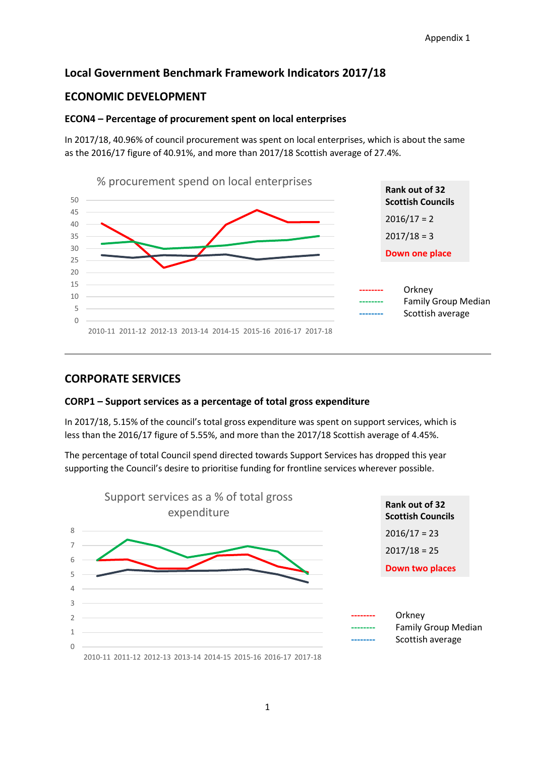Appendix 1

# Local Government Benchmark Framework Indicators 2017/18

## ECONOMIC DEVELOPMENT

### ECON4 – Percentage of procurement spent on local enterprises

In 2017/18, 40.96% of council procurement was spent on local enterprises, which is about the same as the 2016/17 figure of 40.91%, and more than 2017/18 Scottish average of 27.4%.

**Rank out of 32 Scottish Councils**

2016/17 = 2

2017/18 = 3

**Down one place**

---

## CORPORATE SERVICES

### CORP1 – Support services as a percentage of total gross expenditure

In 2017/18, 5.15% of the council's total gross expenditure was spent on support services, which is less than the 2016/17 figure of 5.55%, and more than the 2017/18 Scottish average of 4.45%.

The percentage of total Council spend directed towards Support Services has dropped this year supporting the Council's desire to prioritise funding for frontline services wherever possible.

**Rank out of 32 Scottish Councils**

2016/17 = 23

2017/18 = 25

**Down two places**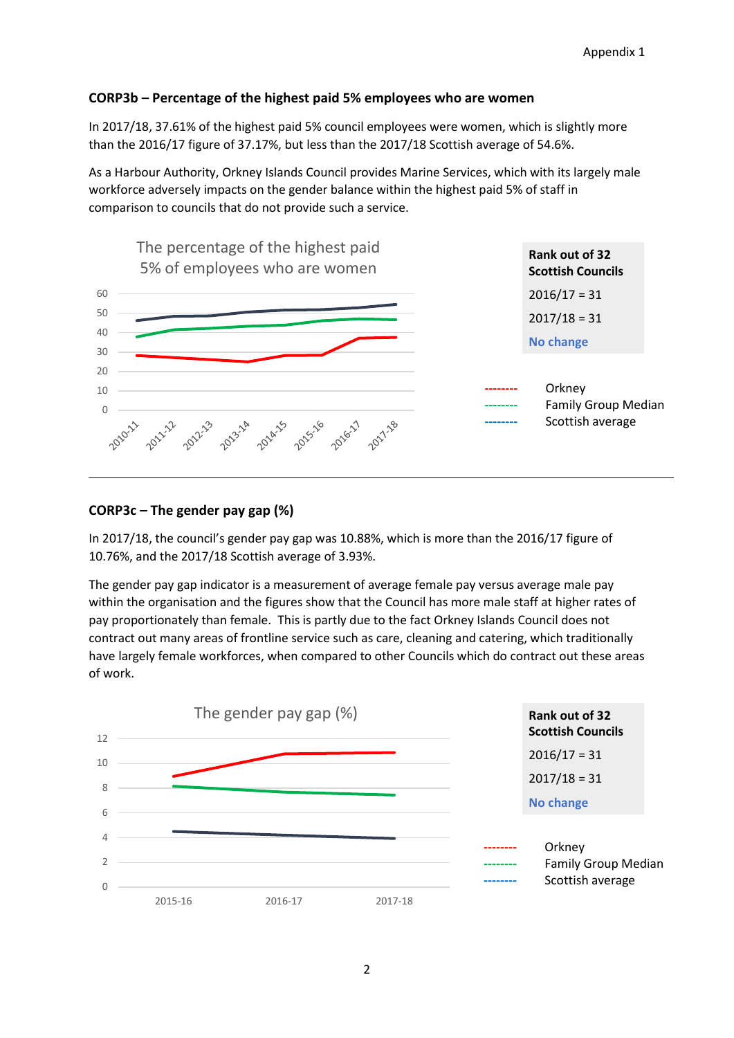### CORP3b – Percentage of the highest paid 5% employees who are women

In 2017/18, 37.61% of the highest paid 5% council employees were women, which is slightly more than the 2016/17 figure of 37.17%, but less than the 2017/18 Scottish average of 54.6%.

As a Harbour Authority, Orkney Islands Council provides Marine Services, which with its largely male workforce adversely impacts on the gender balance within the highest paid 5% of staff in comparison to councils that do not provide such a service.

The percentage of the highest paid 5% of employees who are women

| Rank out of 32 Scottish Councils |
|---|
| 2016/17 = 31 |
| 2017/18 = 31 |
| **No change** |

-------- Orkney
-------- Family Group Median
-------- Scottish average

---

### CORP3c – The gender pay gap (%)

In 2017/18, the council's gender pay gap was 10.88%, which is more than the 2016/17 figure of 10.76%, and the 2017/18 Scottish average of 3.93%.

The gender pay gap indicator is a measurement of average female pay versus average male pay within the organisation and the figures show that the Council has more male staff at higher rates of pay proportionately than female. This is partly due to the fact Orkney Islands Council does not contract out many areas of frontline service such as care, cleaning and catering, which traditionally have largely female workforces, when compared to other Councils which do contract out these areas of work.

The gender pay gap (%)

| Rank out of 32 Scottish Councils |
|---|
| 2016/17 = 31 |
| 2017/18 = 31 |
| **No change** |

-------- Orkney
-------- Family Group Median
-------- Scottish average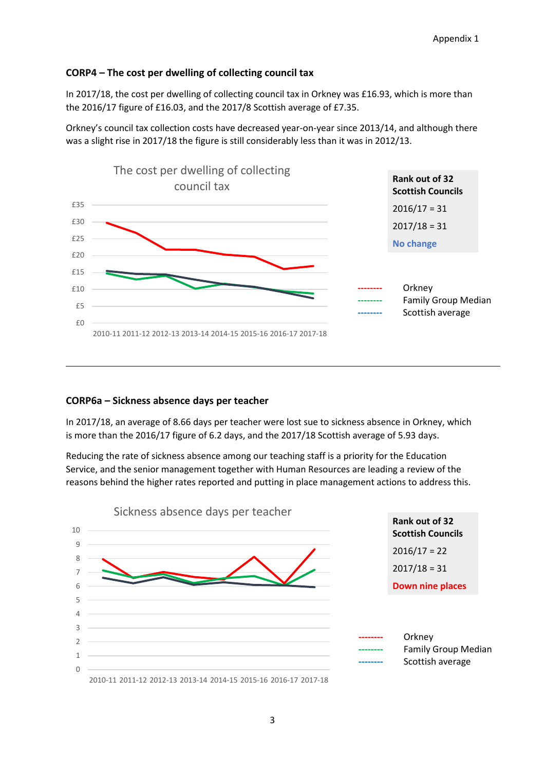### CORP4 – The cost per dwelling of collecting council tax

In 2017/18, the cost per dwelling of collecting council tax in Orkney was £16.93, which is more than the 2016/17 figure of £16.03, and the 2017/8 Scottish average of £7.35.

Orkney's council tax collection costs have decreased year-on-year since 2013/14, and although there was a slight rise in 2017/18 the figure is still considerably less than it was in 2012/13.

The cost per dwelling of collecting council tax

£35
£30
£25
£20
£15
£10
£5
£0

2010-11 2011-12 2012-13 2013-14 2014-15 2015-16 2016-17 2017-18

**Rank out of 32 Scottish Councils**

2016/17 = 31

2017/18 = 31

**No change**

-------- Orkney
-------- Family Group Median
-------- Scottish average

---

### CORP6a – Sickness absence days per teacher

In 2017/18, an average of 8.66 days per teacher were lost sue to sickness absence in Orkney, which is more than the 2016/17 figure of 6.2 days, and the 2017/18 Scottish average of 5.93 days.

Reducing the rate of sickness absence among our teaching staff is a priority for the Education Service, and the senior management together with Human Resources are leading a review of the reasons behind the higher rates reported and putting in place management actions to address this.

Sickness absence days per teacher

10
9
8
7
6
5
4
3
2
1
0

2010-11 2011-12 2012-13 2013-14 2014-15 2015-16 2016-17 2017-18

**Rank out of 32 Scottish Councils**

2016/17 = 22

2017/18 = 31

**Down nine places**

-------- Orkney
-------- Family Group Median
-------- Scottish average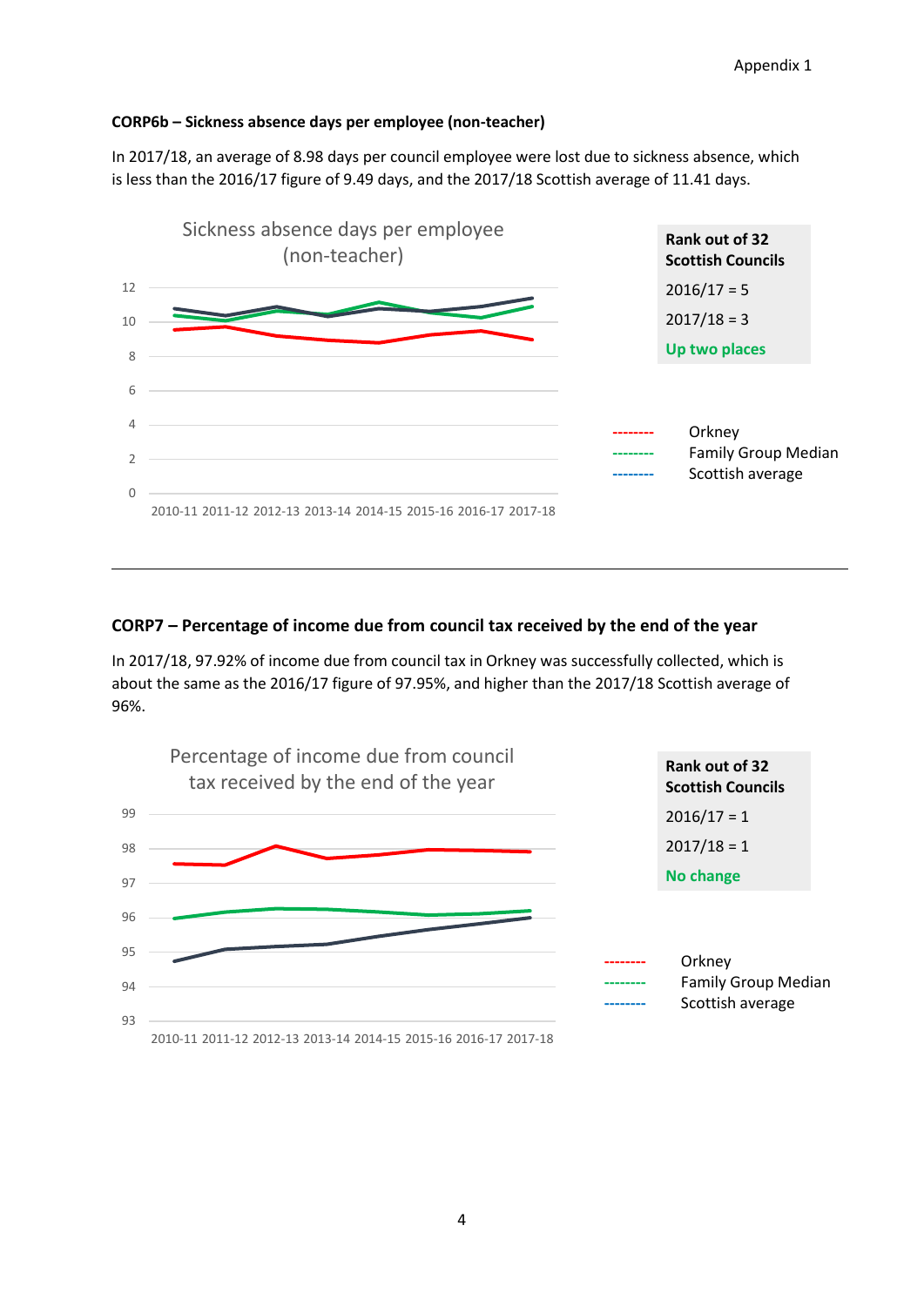**CORP6b – Sickness absence days per employee (non-teacher)**

In 2017/18, an average of 8.98 days per council employee were lost due to sickness absence, which is less than the 2016/17 figure of 9.49 days, and the 2017/18 Scottish average of 11.41 days.

Sickness absence days per employee (non-teacher)

| Rank out of 32 Scottish Councils |
|---|
| 2016/17 = 5 |
| 2017/18 = 3 |
| **Up two places** |

-------- Orkney
-------- Family Group Median
-------- Scottish average

---

**CORP7 – Percentage of income due from council tax received by the end of the year**

In 2017/18, 97.92% of income due from council tax in Orkney was successfully collected, which is about the same as the 2016/17 figure of 97.95%, and higher than the 2017/18 Scottish average of 96%.

Percentage of income due from council tax received by the end of the year

| Rank out of 32 Scottish Councils |
|---|
| 2016/17 = 1 |
| 2017/18 = 1 |
| **No change** |

-------- Orkney
-------- Family Group Median
-------- Scottish average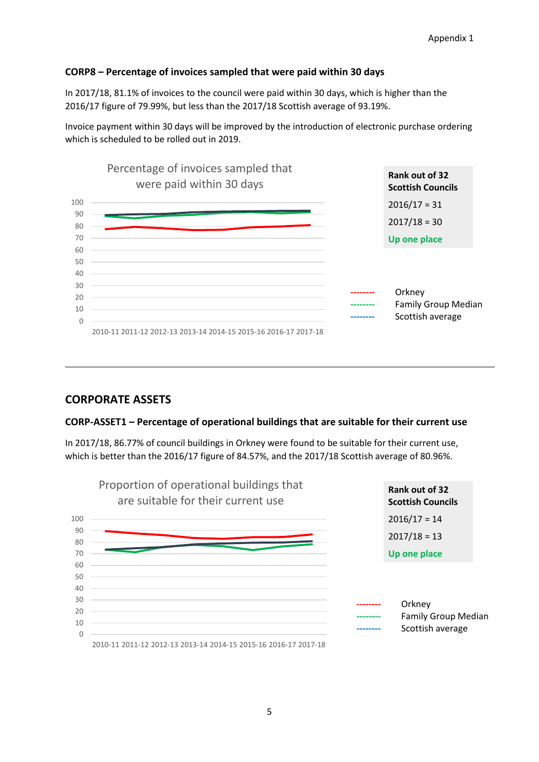Appendix 1

### CORP8 – Percentage of invoices sampled that were paid within 30 days

In 2017/18, 81.1% of invoices to the council were paid within 30 days, which is higher than the 2016/17 figure of 79.99%, but less than the 2017/18 Scottish average of 93.19%.

Invoice payment within 30 days will be improved by the introduction of electronic purchase ordering which is scheduled to be rolled out in 2019.

Percentage of invoices sampled that were paid within 30 days

**Rank out of 32 Scottish Councils**

2016/17 = 31

2017/18 = 30

**Up one place**

Orkney
Family Group Median
Scottish average

---

## CORPORATE ASSETS

### CORP-ASSET1 – Percentage of operational buildings that are suitable for their current use

In 2017/18, 86.77% of council buildings in Orkney were found to be suitable for their current use, which is better than the 2016/17 figure of 84.57%, and the 2017/18 Scottish average of 80.96%.

Proportion of operational buildings that are suitable for their current use

**Rank out of 32 Scottish Councils**

2016/17 = 14

2017/18 = 13

**Up one place**

Orkney
Family Group Median
Scottish average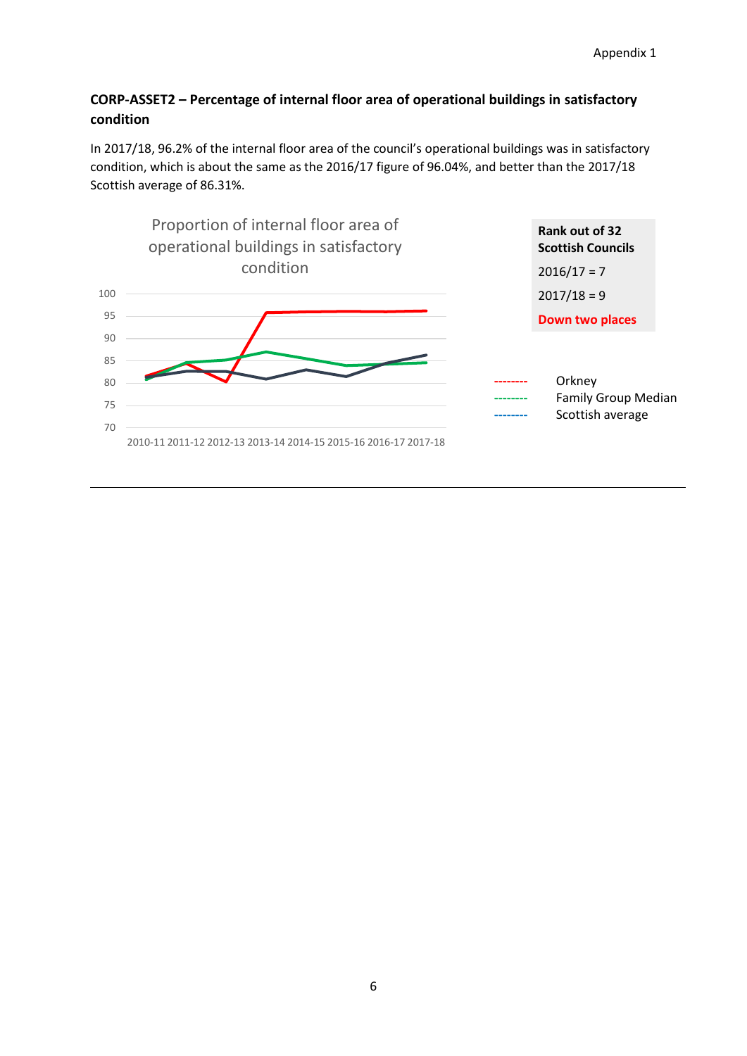Appendix 1

### CORP-ASSET2 – Percentage of internal floor area of operational buildings in satisfactory condition

In 2017/18, 96.2% of the internal floor area of the council's operational buildings was in satisfactory condition, which is about the same as the 2016/17 figure of 96.04%, and better than the 2017/18 Scottish average of 86.31%.

Proportion of internal floor area of operational buildings in satisfactory condition

100
95
90
85
80
75
70

2010-11 2011-12 2012-13 2013-14 2014-15 2015-16 2016-17 2017-18

Orkney
Family Group Median
Scottish average

**Rank out of 32 Scottish Councils**

2016/17 = 7

2017/18 = 9

**Down two places**